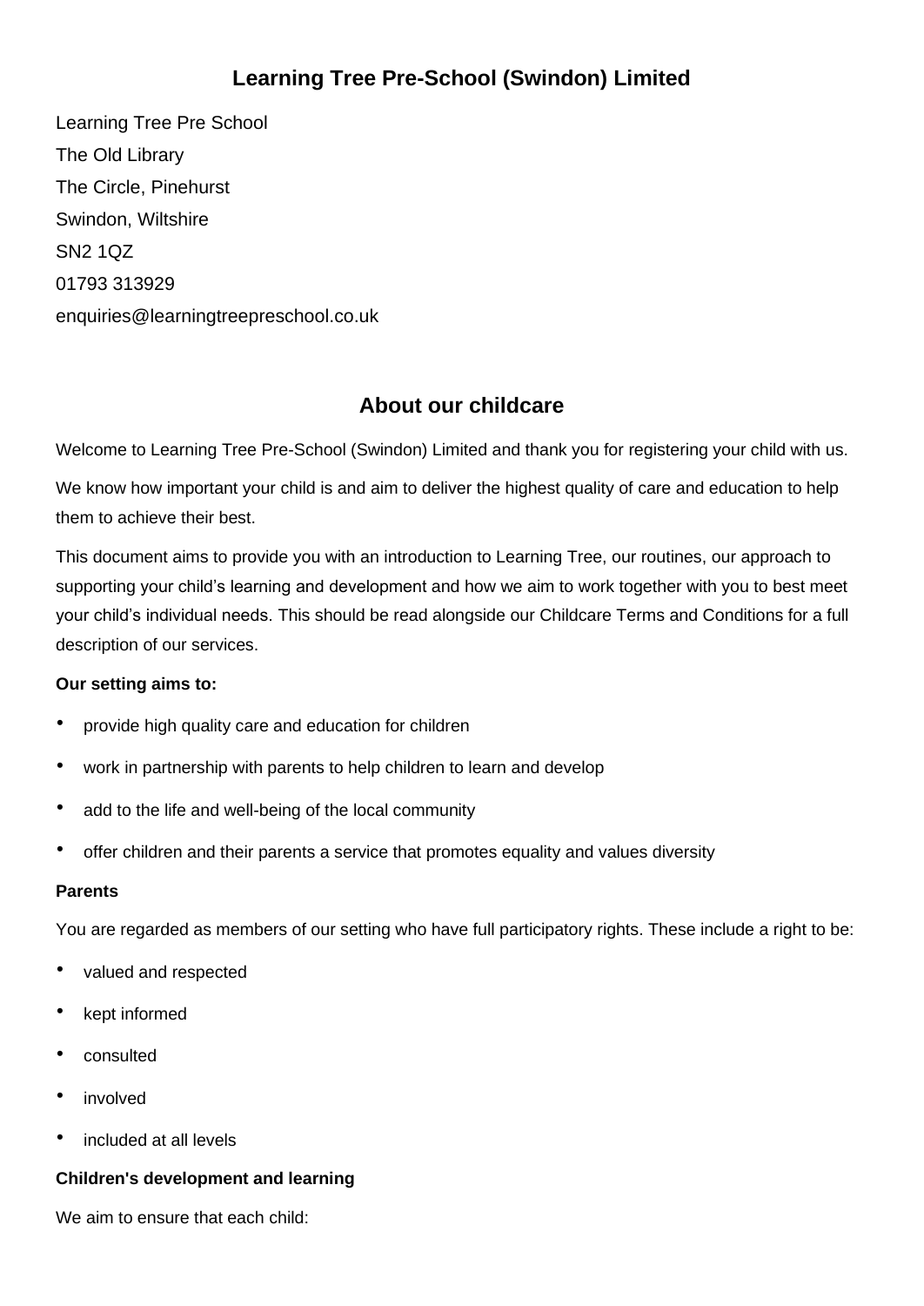# Learning Tree Pre-School (Swindon) Limited

Learning Tree Pre School
The Old Library
The Circle, Pinehurst
Swindon, Wiltshire
SN2 1QZ
01793 313929
enquiries@learningtreepreschool.co.uk

## About our childcare

Welcome to Learning Tree Pre-School (Swindon) Limited and thank you for registering your child with us.

We know how important your child is and aim to deliver the highest quality of care and education to help them to achieve their best.

This document aims to provide you with an introduction to Learning Tree, our routines, our approach to supporting your child's learning and development and how we aim to work together with you to best meet your child's individual needs. This should be read alongside our Childcare Terms and Conditions for a full description of our services.

**Our setting aims to:**

- provide high quality care and education for children
- work in partnership with parents to help children to learn and develop
- add to the life and well-being of the local community
- offer children and their parents a service that promotes equality and values diversity

**Parents**

You are regarded as members of our setting who have full participatory rights. These include a right to be:

- valued and respected
- kept informed
- consulted
- involved
- included at all levels

**Children's development and learning**

We aim to ensure that each child: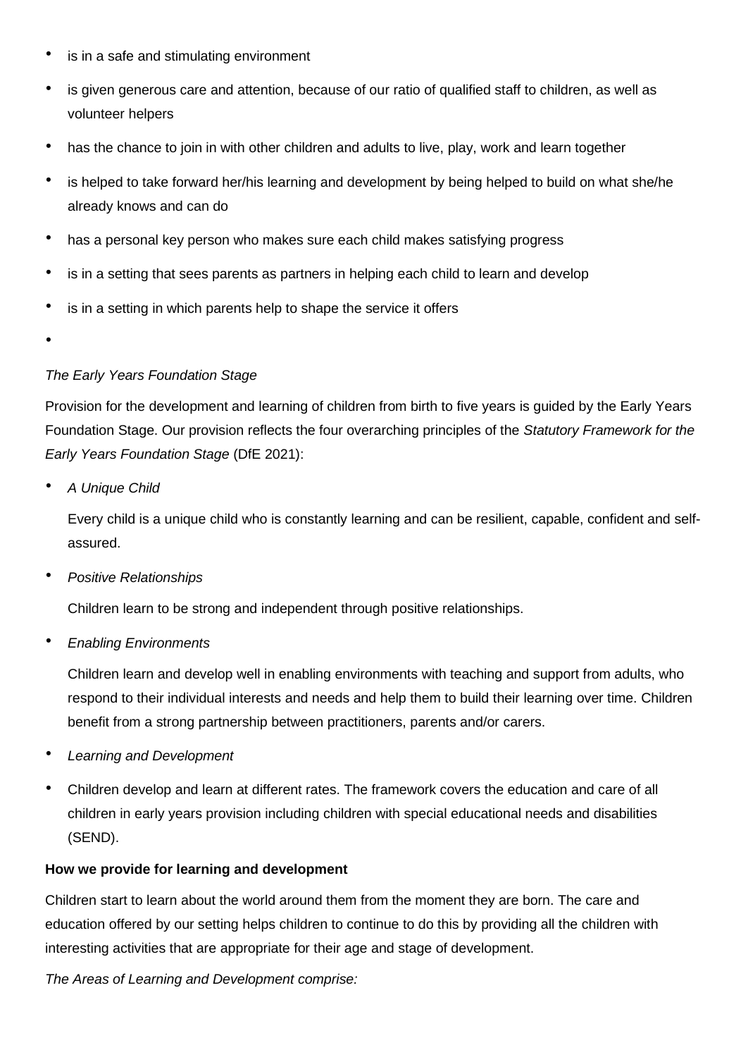- is in a safe and stimulating environment
- is given generous care and attention, because of our ratio of qualified staff to children, as well as volunteer helpers
- has the chance to join in with other children and adults to live, play, work and learn together
- is helped to take forward her/his learning and development by being helped to build on what she/he already knows and can do
- has a personal key person who makes sure each child makes satisfying progress
- is in a setting that sees parents as partners in helping each child to learn and develop
- is in a setting in which parents help to shape the service it offers

*The Early Years Foundation Stage*

Provision for the development and learning of children from birth to five years is guided by the Early Years Foundation Stage. Our provision reflects the four overarching principles of the *Statutory Framework for the Early Years Foundation Stage* (DfE 2021):

- *A Unique Child*

  Every child is a unique child who is constantly learning and can be resilient, capable, confident and self-assured.

- *Positive Relationships*

  Children learn to be strong and independent through positive relationships.

- *Enabling Environments*

  Children learn and develop well in enabling environments with teaching and support from adults, who respond to their individual interests and needs and help them to build their learning over time. Children benefit from a strong partnership between practitioners, parents and/or carers.

- *Learning and Development*
- Children develop and learn at different rates. The framework covers the education and care of all children in early years provision including children with special educational needs and disabilities (SEND).

**How we provide for learning and development**

Children start to learn about the world around them from the moment they are born. The care and education offered by our setting helps children to continue to do this by providing all the children with interesting activities that are appropriate for their age and stage of development.

*The Areas of Learning and Development comprise:*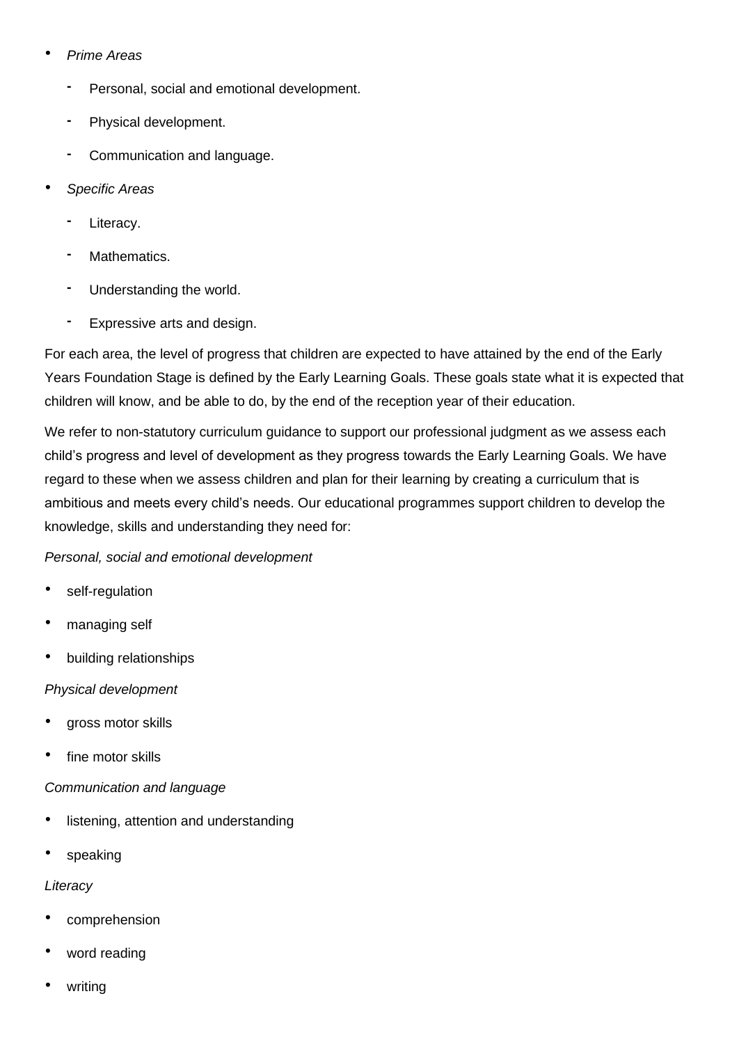- *Prime Areas*
  - Personal, social and emotional development.
  - Physical development.
  - Communication and language.
- *Specific Areas*
  - Literacy.
  - Mathematics.
  - Understanding the world.
  - Expressive arts and design.

For each area, the level of progress that children are expected to have attained by the end of the Early Years Foundation Stage is defined by the Early Learning Goals. These goals state what it is expected that children will know, and be able to do, by the end of the reception year of their education.

We refer to non-statutory curriculum guidance to support our professional judgment as we assess each child's progress and level of development as they progress towards the Early Learning Goals. We have regard to these when we assess children and plan for their learning by creating a curriculum that is ambitious and meets every child's needs. Our educational programmes support children to develop the knowledge, skills and understanding they need for:

*Personal, social and emotional development*

- self-regulation
- managing self
- building relationships

*Physical development*

- gross motor skills
- fine motor skills

*Communication and language*

- listening, attention and understanding
- speaking

*Literacy*

- comprehension
- word reading
- writing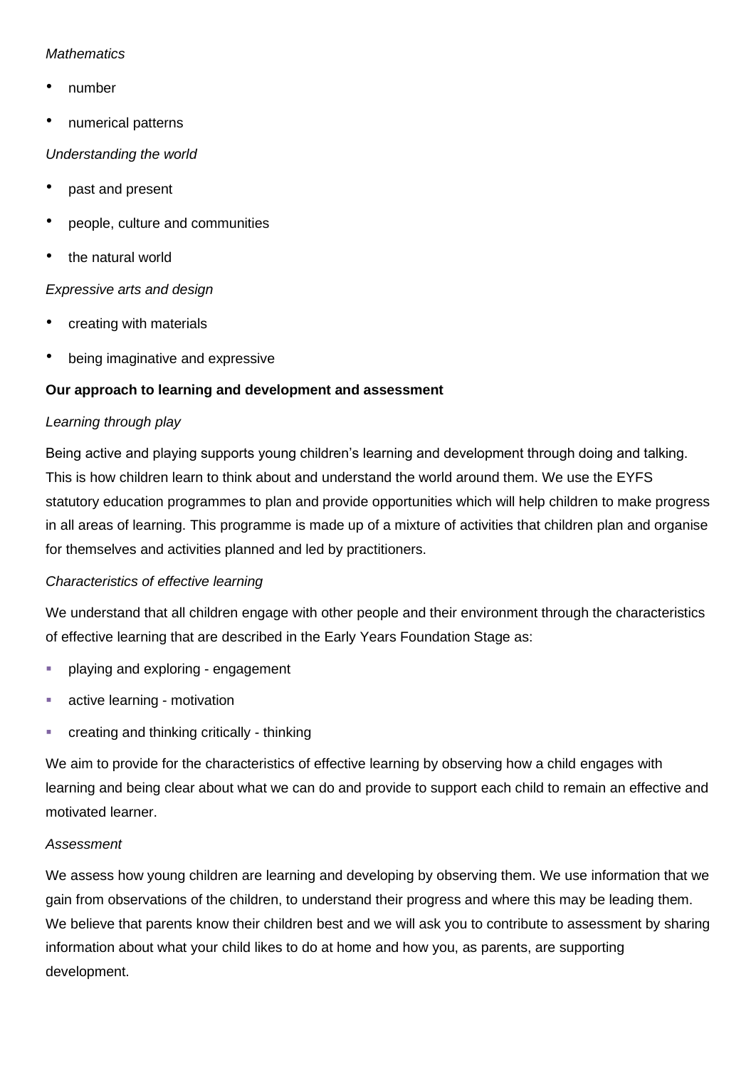*Mathematics*

- number
- numerical patterns

*Understanding the world*

- past and present
- people, culture and communities
- the natural world

*Expressive arts and design*

- creating with materials
- being imaginative and expressive

**Our approach to learning and development and assessment**

*Learning through play*

Being active and playing supports young children's learning and development through doing and talking. This is how children learn to think about and understand the world around them. We use the EYFS statutory education programmes to plan and provide opportunities which will help children to make progress in all areas of learning. This programme is made up of a mixture of activities that children plan and organise for themselves and activities planned and led by practitioners.

*Characteristics of effective learning*

We understand that all children engage with other people and their environment through the characteristics of effective learning that are described in the Early Years Foundation Stage as:

- playing and exploring - engagement
- active learning - motivation
- creating and thinking critically - thinking

We aim to provide for the characteristics of effective learning by observing how a child engages with learning and being clear about what we can do and provide to support each child to remain an effective and motivated learner.

*Assessment*

We assess how young children are learning and developing by observing them. We use information that we gain from observations of the children, to understand their progress and where this may be leading them. We believe that parents know their children best and we will ask you to contribute to assessment by sharing information about what your child likes to do at home and how you, as parents, are supporting development.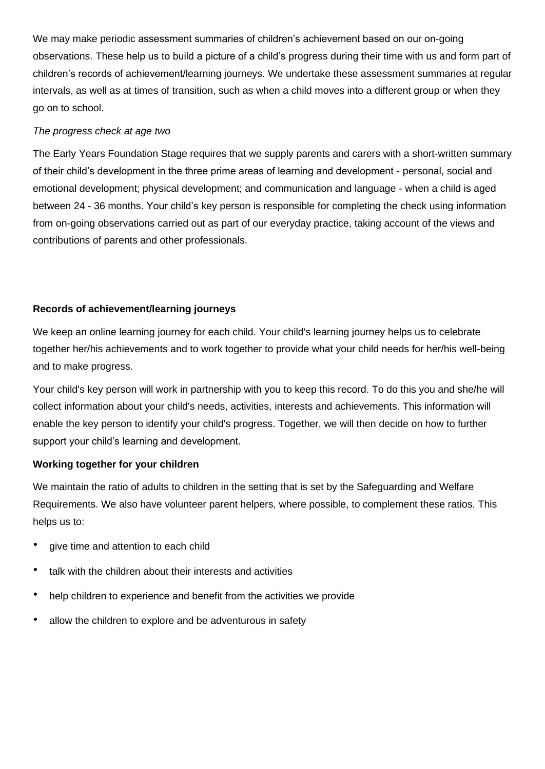We may make periodic assessment summaries of children's achievement based on our on-going observations. These help us to build a picture of a child's progress during their time with us and form part of children's records of achievement/learning journeys. We undertake these assessment summaries at regular intervals, as well as at times of transition, such as when a child moves into a different group or when they go on to school.

*The progress check at age two*

The Early Years Foundation Stage requires that we supply parents and carers with a short-written summary of their child's development in the three prime areas of learning and development - personal, social and emotional development; physical development; and communication and language - when a child is aged between 24 - 36 months. Your child's key person is responsible for completing the check using information from on-going observations carried out as part of our everyday practice, taking account of the views and contributions of parents and other professionals.

**Records of achievement/learning journeys**

We keep an online learning journey for each child. Your child's learning journey helps us to celebrate together her/his achievements and to work together to provide what your child needs for her/his well-being and to make progress.

Your child's key person will work in partnership with you to keep this record. To do this you and she/he will collect information about your child's needs, activities, interests and achievements. This information will enable the key person to identify your child's progress. Together, we will then decide on how to further support your child's learning and development.

**Working together for your children**

We maintain the ratio of adults to children in the setting that is set by the Safeguarding and Welfare Requirements. We also have volunteer parent helpers, where possible, to complement these ratios. This helps us to:

- give time and attention to each child
- talk with the children about their interests and activities
- help children to experience and benefit from the activities we provide
- allow the children to explore and be adventurous in safety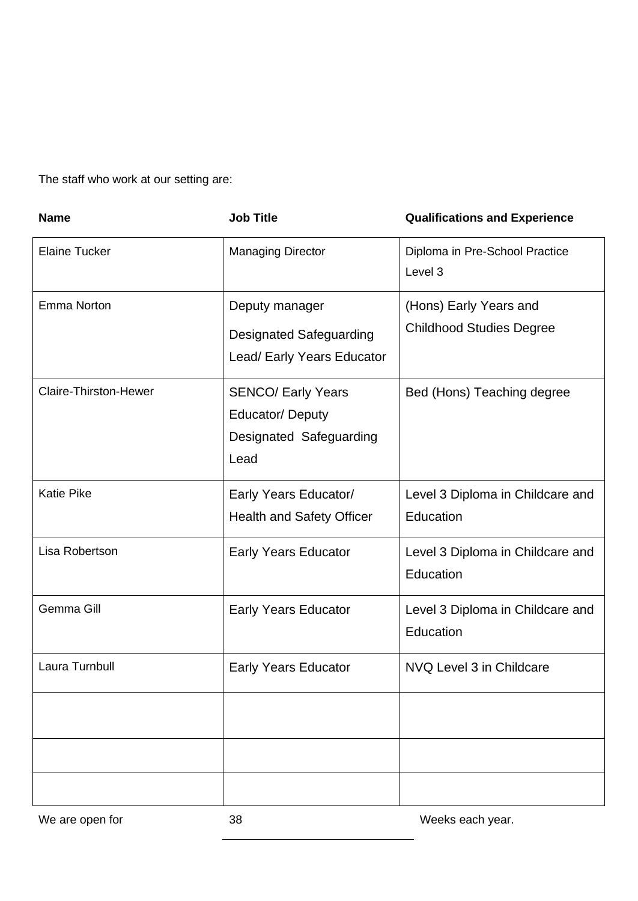The staff who work at our setting are:

| Name | Job Title | Qualifications and Experience |
| --- | --- | --- |
| Elaine Tucker | Managing Director | Diploma in Pre-School Practice Level 3 |
| Emma Norton | Deputy manager Designated Safeguarding Lead/ Early Years Educator | (Hons) Early Years and Childhood Studies Degree |
| Claire-Thirston-Hewer | SENCO/ Early Years Educator/ Deputy Designated Safeguarding Lead | Bed (Hons) Teaching degree |
| Katie Pike | Early Years Educator/ Health and Safety Officer | Level 3 Diploma in Childcare and Education |
| Lisa Robertson | Early Years Educator | Level 3 Diploma in Childcare and Education |
| Gemma Gill | Early Years Educator | Level 3 Diploma in Childcare and Education |
| Laura Turnbull | Early Years Educator | NVQ Level 3 in Childcare |
| | | |
| | | |
| | | |

We are open for 38 Weeks each year.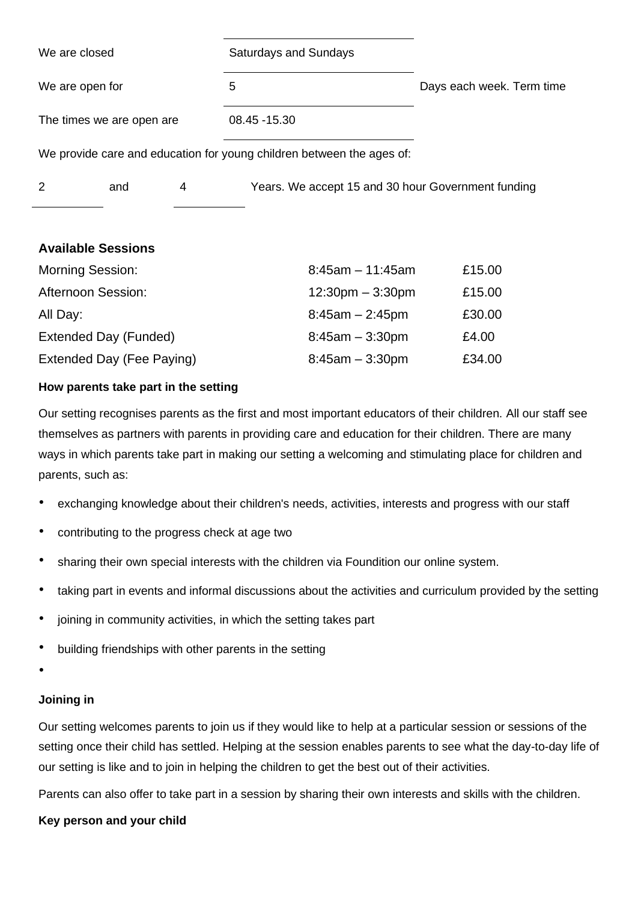| | | |
|---|---|---|
| We are closed | Saturdays and Sundays | |
| We are open for | 5 | Days each week. Term time |
| The times we are open are | 08.45 -15.30 | |

We provide care and education for young children between the ages of:

2 and 4 Years. We accept 15 and 30 hour Government funding

### Available Sessions

| | | |
|---|---|---|
| Morning Session: | 8:45am – 11:45am | £15.00 |
| Afternoon Session: | 12:30pm – 3:30pm | £15.00 |
| All Day: | 8:45am – 2:45pm | £30.00 |
| Extended Day (Funded) | 8:45am – 3:30pm | £4.00 |
| Extended Day (Fee Paying) | 8:45am – 3:30pm | £34.00 |

**How parents take part in the setting**

Our setting recognises parents as the first and most important educators of their children. All our staff see themselves as partners with parents in providing care and education for their children. There are many ways in which parents take part in making our setting a welcoming and stimulating place for children and parents, such as:

- exchanging knowledge about their children's needs, activities, interests and progress with our staff
- contributing to the progress check at age two
- sharing their own special interests with the children via Foundition our online system.
- taking part in events and informal discussions about the activities and curriculum provided by the setting
- joining in community activities, in which the setting takes part
- building friendships with other parents in the setting

**Joining in**

Our setting welcomes parents to join us if they would like to help at a particular session or sessions of the setting once their child has settled. Helping at the session enables parents to see what the day-to-day life of our setting is like and to join in helping the children to get the best out of their activities.

Parents can also offer to take part in a session by sharing their own interests and skills with the children.

**Key person and your child**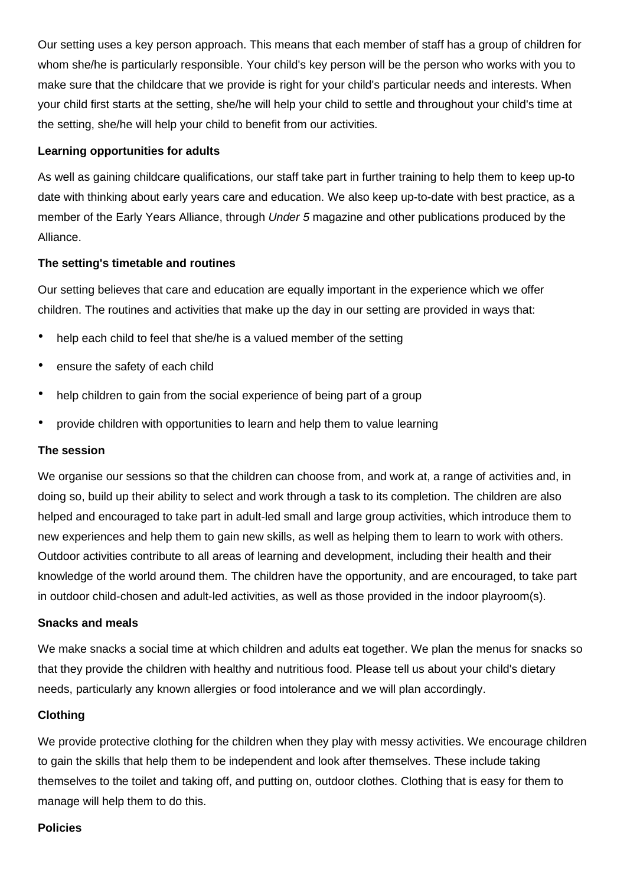Our setting uses a key person approach. This means that each member of staff has a group of children for whom she/he is particularly responsible. Your child's key person will be the person who works with you to make sure that the childcare that we provide is right for your child's particular needs and interests. When your child first starts at the setting, she/he will help your child to settle and throughout your child's time at the setting, she/he will help your child to benefit from our activities.

**Learning opportunities for adults**

As well as gaining childcare qualifications, our staff take part in further training to help them to keep up-to date with thinking about early years care and education. We also keep up-to-date with best practice, as a member of the Early Years Alliance, through *Under 5* magazine and other publications produced by the Alliance.

**The setting's timetable and routines**

Our setting believes that care and education are equally important in the experience which we offer children. The routines and activities that make up the day in our setting are provided in ways that:

- help each child to feel that she/he is a valued member of the setting
- ensure the safety of each child
- help children to gain from the social experience of being part of a group
- provide children with opportunities to learn and help them to value learning

**The session**

We organise our sessions so that the children can choose from, and work at, a range of activities and, in doing so, build up their ability to select and work through a task to its completion. The children are also helped and encouraged to take part in adult-led small and large group activities, which introduce them to new experiences and help them to gain new skills, as well as helping them to learn to work with others. Outdoor activities contribute to all areas of learning and development, including their health and their knowledge of the world around them. The children have the opportunity, and are encouraged, to take part in outdoor child-chosen and adult-led activities, as well as those provided in the indoor playroom(s).

**Snacks and meals**

We make snacks a social time at which children and adults eat together. We plan the menus for snacks so that they provide the children with healthy and nutritious food. Please tell us about your child's dietary needs, particularly any known allergies or food intolerance and we will plan accordingly.

**Clothing**

We provide protective clothing for the children when they play with messy activities. We encourage children to gain the skills that help them to be independent and look after themselves. These include taking themselves to the toilet and taking off, and putting on, outdoor clothes. Clothing that is easy for them to manage will help them to do this.

**Policies**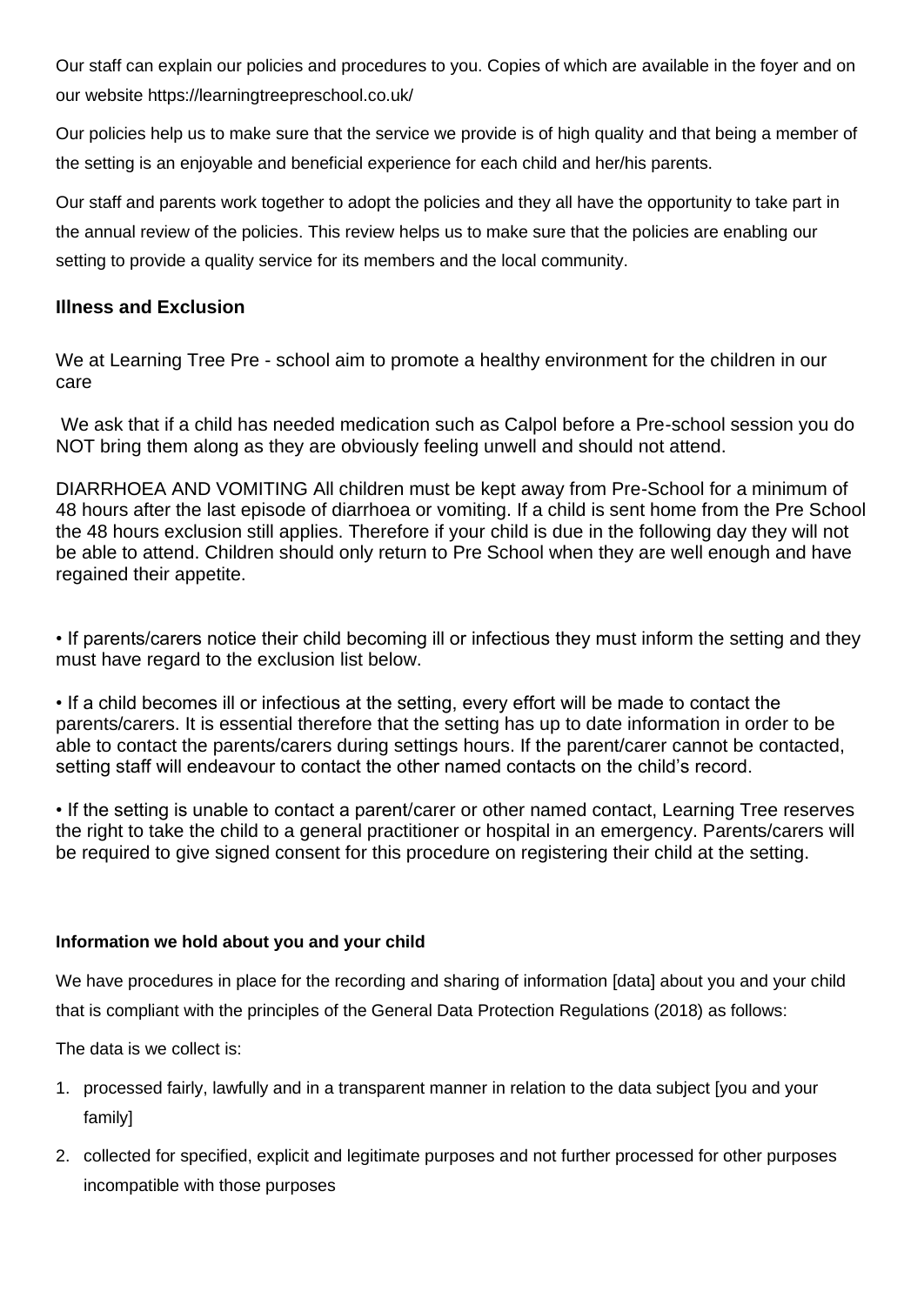Our staff can explain our policies and procedures to you. Copies of which are available in the foyer and on our website https://learningtreepreschool.co.uk/

Our policies help us to make sure that the service we provide is of high quality and that being a member of the setting is an enjoyable and beneficial experience for each child and her/his parents.

Our staff and parents work together to adopt the policies and they all have the opportunity to take part in the annual review of the policies. This review helps us to make sure that the policies are enabling our setting to provide a quality service for its members and the local community.

### Illness and Exclusion

We at Learning Tree Pre - school aim to promote a healthy environment for the children in our care

We ask that if a child has needed medication such as Calpol before a Pre-school session you do NOT bring them along as they are obviously feeling unwell and should not attend.

DIARRHOEA AND VOMITING All children must be kept away from Pre-School for a minimum of 48 hours after the last episode of diarrhoea or vomiting. If a child is sent home from the Pre School the 48 hours exclusion still applies. Therefore if your child is due in the following day they will not be able to attend. Children should only return to Pre School when they are well enough and have regained their appetite.

• If parents/carers notice their child becoming ill or infectious they must inform the setting and they must have regard to the exclusion list below.

• If a child becomes ill or infectious at the setting, every effort will be made to contact the parents/carers. It is essential therefore that the setting has up to date information in order to be able to contact the parents/carers during settings hours. If the parent/carer cannot be contacted, setting staff will endeavour to contact the other named contacts on the child's record.

• If the setting is unable to contact a parent/carer or other named contact, Learning Tree reserves the right to take the child to a general practitioner or hospital in an emergency. Parents/carers will be required to give signed consent for this procedure on registering their child at the setting.

#### Information we hold about you and your child

We have procedures in place for the recording and sharing of information [data] about you and your child that is compliant with the principles of the General Data Protection Regulations (2018) as follows:

The data is we collect is:

1. processed fairly, lawfully and in a transparent manner in relation to the data subject [you and your family]
2. collected for specified, explicit and legitimate purposes and not further processed for other purposes incompatible with those purposes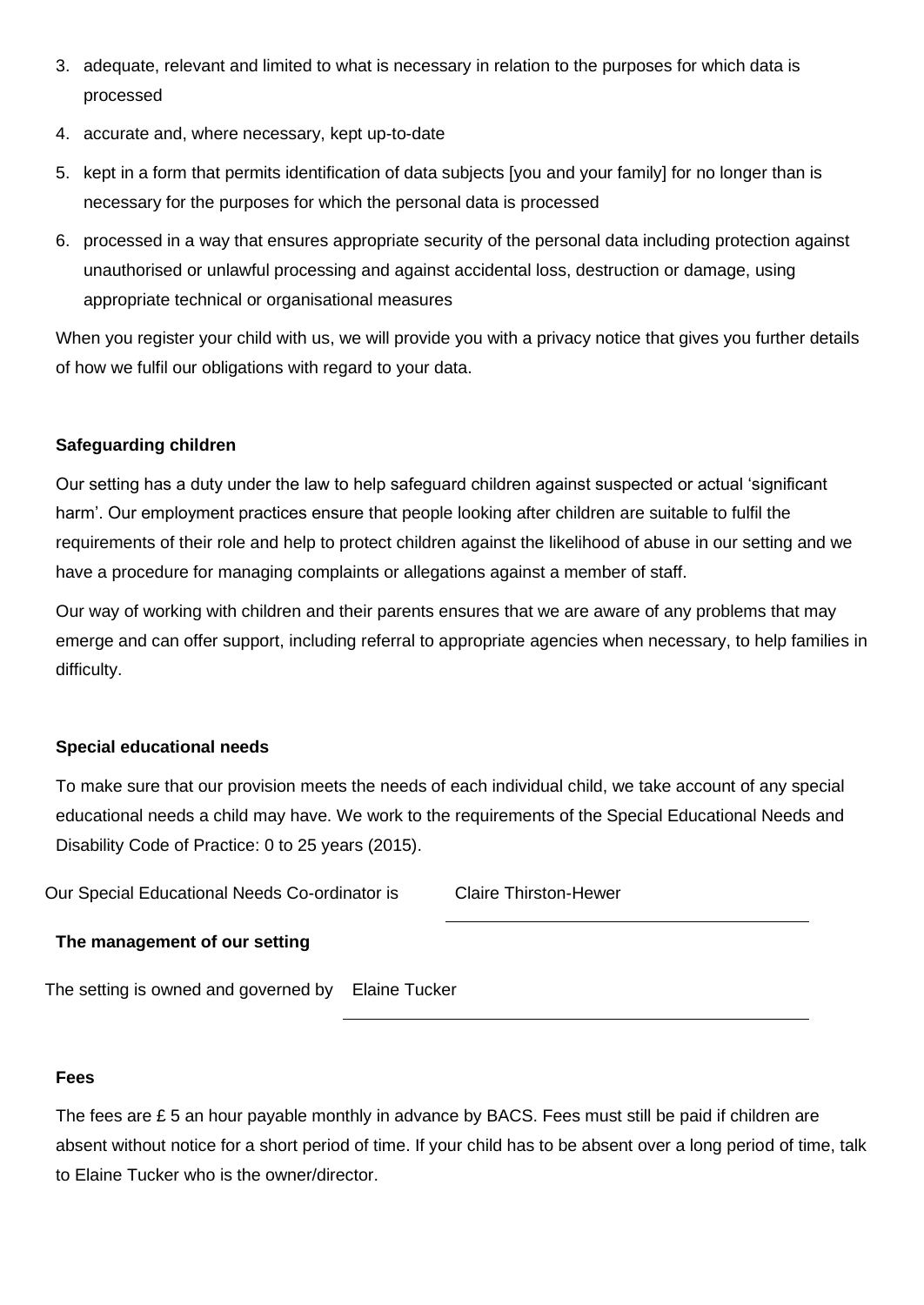3. adequate, relevant and limited to what is necessary in relation to the purposes for which data is processed
4. accurate and, where necessary, kept up-to-date
5. kept in a form that permits identification of data subjects [you and your family] for no longer than is necessary for the purposes for which the personal data is processed
6. processed in a way that ensures appropriate security of the personal data including protection against unauthorised or unlawful processing and against accidental loss, destruction or damage, using appropriate technical or organisational measures

When you register your child with us, we will provide you with a privacy notice that gives you further details of how we fulfil our obligations with regard to your data.

**Safeguarding children**

Our setting has a duty under the law to help safeguard children against suspected or actual 'significant harm'. Our employment practices ensure that people looking after children are suitable to fulfil the requirements of their role and help to protect children against the likelihood of abuse in our setting and we have a procedure for managing complaints or allegations against a member of staff.

Our way of working with children and their parents ensures that we are aware of any problems that may emerge and can offer support, including referral to appropriate agencies when necessary, to help families in difficulty.

**Special educational needs**

To make sure that our provision meets the needs of each individual child, we take account of any special educational needs a child may have. We work to the requirements of the Special Educational Needs and Disability Code of Practice: 0 to 25 years (2015).

Our Special Educational Needs Co-ordinator is Claire Thirston-Hewer

**The management of our setting**

The setting is owned and governed by Elaine Tucker

**Fees**

The fees are £ 5 an hour payable monthly in advance by BACS. Fees must still be paid if children are absent without notice for a short period of time. If your child has to be absent over a long period of time, talk to Elaine Tucker who is the owner/director.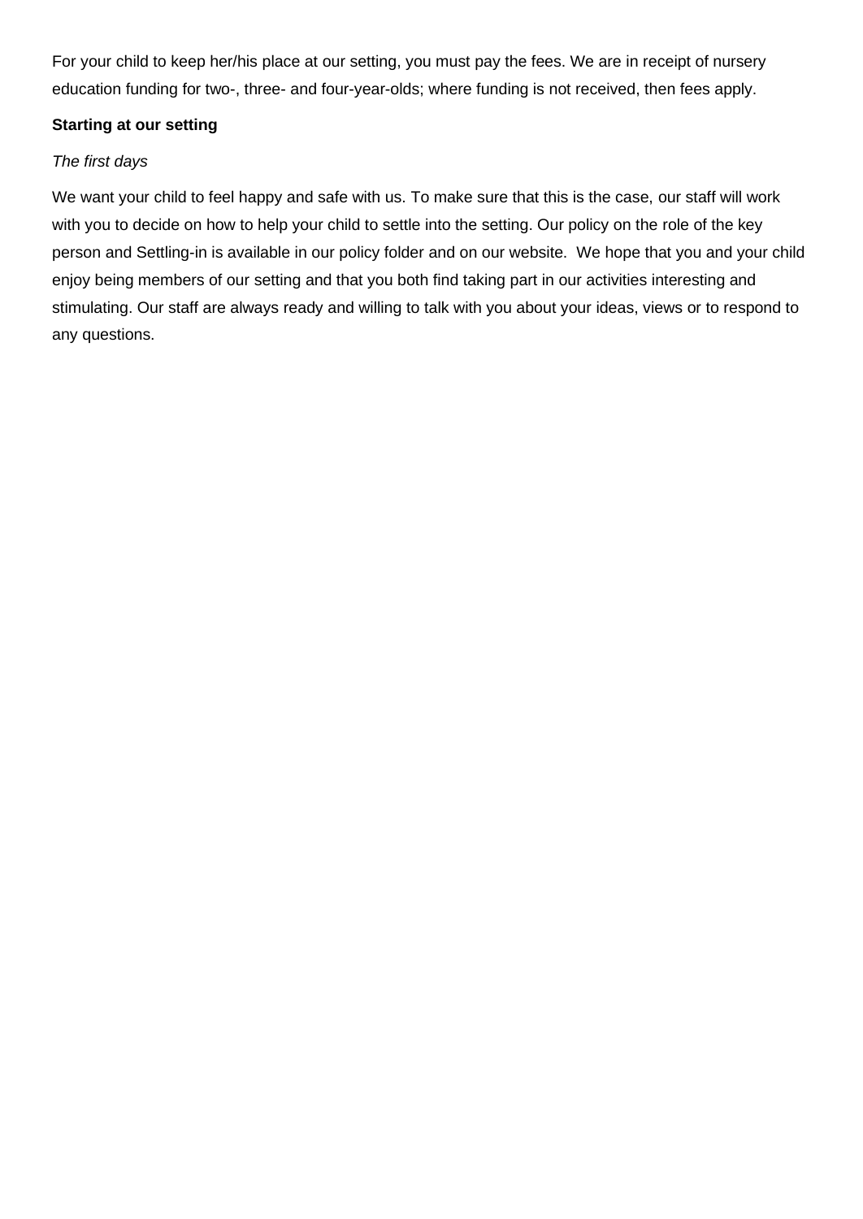For your child to keep her/his place at our setting, you must pay the fees. We are in receipt of nursery education funding for two-, three- and four-year-olds; where funding is not received, then fees apply.

**Starting at our setting**

*The first days*

We want your child to feel happy and safe with us. To make sure that this is the case, our staff will work with you to decide on how to help your child to settle into the setting. Our policy on the role of the key person and Settling-in is available in our policy folder and on our website. We hope that you and your child enjoy being members of our setting and that you both find taking part in our activities interesting and stimulating. Our staff are always ready and willing to talk with you about your ideas, views or to respond to any questions.